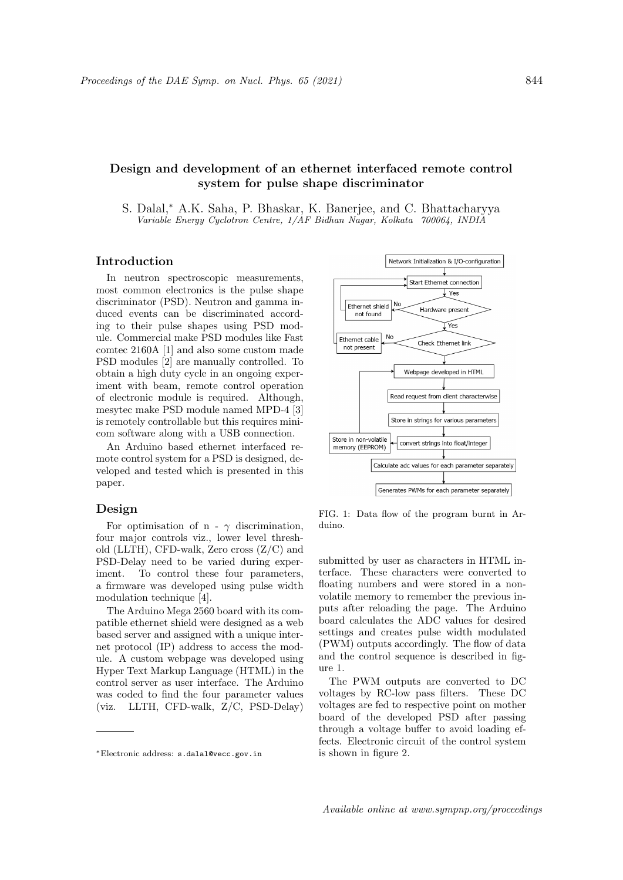# Design and development of an ethernet interfaced remote control system for pulse shape discriminator

S. Dalal,* A.K. Saha, P. Bhaskar, K. Banerjee, and C. Bhattacharyya

*Variable Energy Cyclotron Centre, 1/AF Bidhan Nagar, Kolkata 700064, INDIA*

## Introduction

In neutron spectroscopic measurements, most common electronics is the pulse shape discriminator (PSD). Neutron and gamma induced events can be discriminated according to their pulse shapes using PSD module. Commercial make PSD modules like Fast comtec 2160A [1] and also some custom made PSD modules [2] are manually controlled. To obtain a high duty cycle in an ongoing experiment with beam, remote control operation of electronic module is required. Although, mesytec make PSD module named MPD-4 [3] is remotely controllable but this requires minicom software along with a USB connection.

An Arduino based ethernet interfaced remote control system for a PSD is designed, developed and tested which is presented in this paper.

## Design

For optimisation of n - $\gamma$ discrimination, four major controls viz., lower level threshold (LLTH), CFD-walk, Zero cross (Z/C) and PSD-Delay need to be varied during experiment. To control these four parameters, a firmware was developed using pulse width modulation technique [4].

The Arduino Mega 2560 board with its compatible ethernet shield were designed as a web based server and assigned with a unique internet protocol (IP) address to access the module. A custom webpage was developed using Hyper Text Markup Language (HTML) in the control server as user interface. The Arduino was coded to find the four parameter values (viz. LLTH, CFD-walk, Z/C, PSD-Delay) submitted by user as characters in HTML interface. These characters were converted to floating numbers and were stored in a non-volatile memory to remember the previous inputs after reloading the page. The Arduino board calculates the ADC values for desired settings and creates pulse width modulated (PWM) outputs accordingly. The flow of data and the control sequence is described in figure 1.

FIG. 1: Data flow of the program burnt in Arduino.

The PWM outputs are converted to DC voltages by RC-low pass filters. These DC voltages are fed to respective point on mother board of the developed PSD after passing through a voltage buffer to avoid loading effects. Electronic circuit of the control system is shown in figure 2.

*Electronic address: s.dalal@vecc.gov.in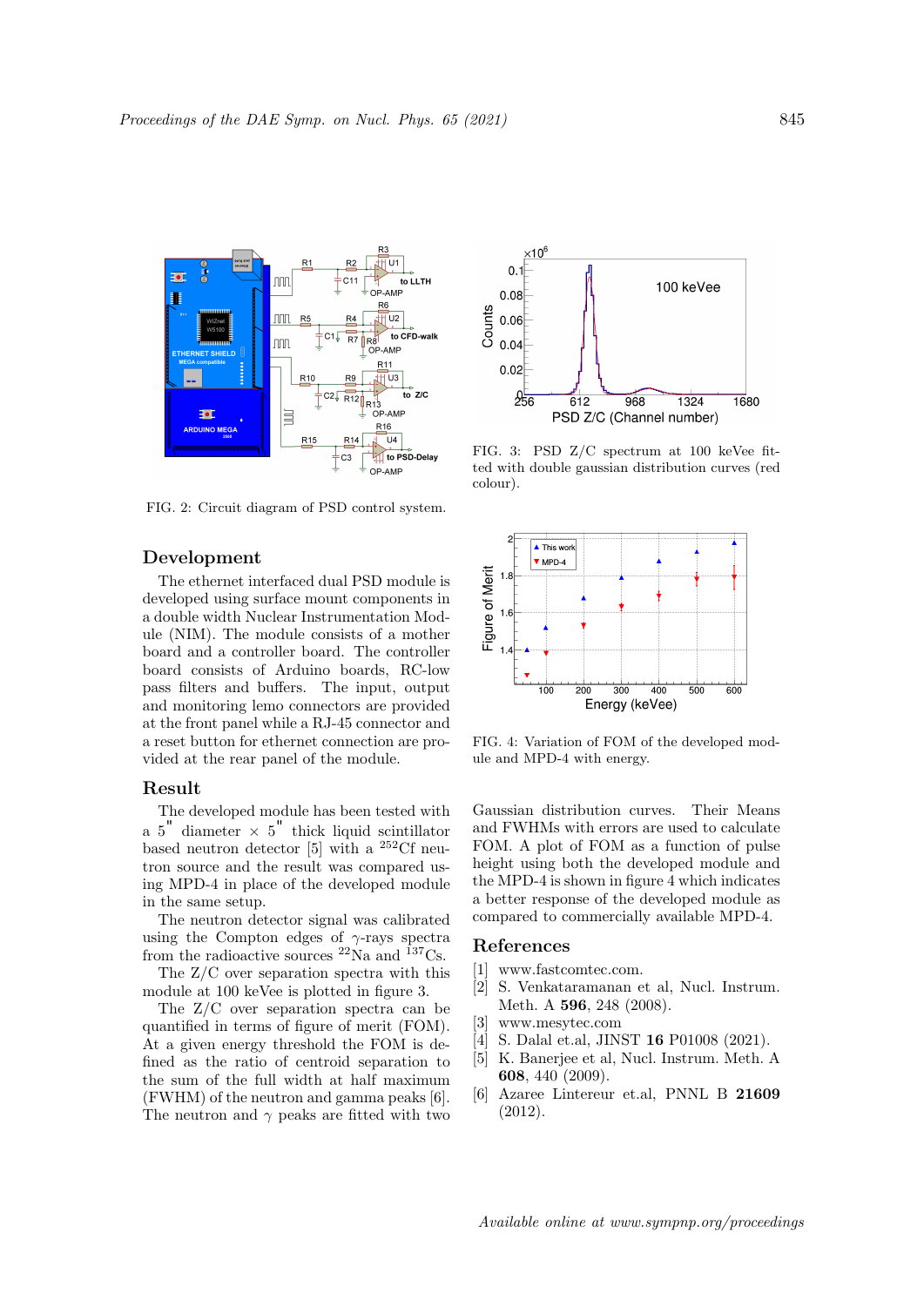R1 R2 R3 U1
C11 to LLTH
OP-AMP
R5 R4 R6 U2
C1 R7 R8 to CFD-walk
OP-AMP
ETHERNET SHIELD
MEGA compatible
R10 R9 R11 U3
C2 R12 R13 to Z/C
OP-AMP
ARDUINO MEGA
R15 R14 R16 U4
C3 to PSD-Delay
OP-AMP

FIG. 2: Circuit diagram of PSD control system.

$\times 10^6$
0.1
0.08
0.06
0.04
0.02
0
Counts
100 keVee
256 612 968 1324 1680
PSD Z/C (Channel number)

FIG. 3: PSD Z/C spectrum at 100 keVee fitted with double gaussian distribution curves (red colour).

2
1.8
1.6
1.4
Figure of Merit
This work
MPD-4
100 200 300 400 500 600
Energy (keVee)

FIG. 4: Variation of FOM of the developed module and MPD-4 with energy.

## Development

The ethernet interfaced dual PSD module is developed using surface mount components in a double width Nuclear Instrumentation Module (NIM). The module consists of a mother board and a controller board. The controller board consists of Arduino boards, RC-low pass filters and buffers. The input, output and monitoring lemo connectors are provided at the front panel while a RJ-45 connector and a reset button for ethernet connection are provided at the rear panel of the module.

## Result

The developed module has been tested with a 5" diameter $\times$ 5" thick liquid scintillator based neutron detector [5] with a $^{252}$Cf neutron source and the result was compared using MPD-4 in place of the developed module in the same setup.

The neutron detector signal was calibrated using the Compton edges of $\gamma$-rays spectra from the radioactive sources $^{22}$Na and $^{137}$Cs.

The Z/C over separation spectra with this module at 100 keVee is plotted in figure 3.

The Z/C over separation spectra can be quantified in terms of figure of merit (FOM). At a given energy threshold the FOM is defined as the ratio of centroid separation to the sum of the full width at half maximum (FWHM) of the neutron and gamma peaks [6]. The neutron and $\gamma$ peaks are fitted with two Gaussian distribution curves. Their Means and FWHMs with errors are used to calculate FOM. A plot of FOM as a function of pulse height using both the developed module and the MPD-4 is shown in figure 4 which indicates a better response of the developed module as compared to commercially available MPD-4.

## References

[1] www.fastcomtec.com.

[2] S. Venkataramanan et al, Nucl. Instrum. Meth. A **596**, 248 (2008).

[3] www.mesytec.com

[4] S. Dalal et.al, JINST **16** P01008 (2021).

[5] K. Banerjee et al, Nucl. Instrum. Meth. A **608**, 440 (2009).

[6] Azaree Lintereur et.al, PNNL B **21609** (2012).